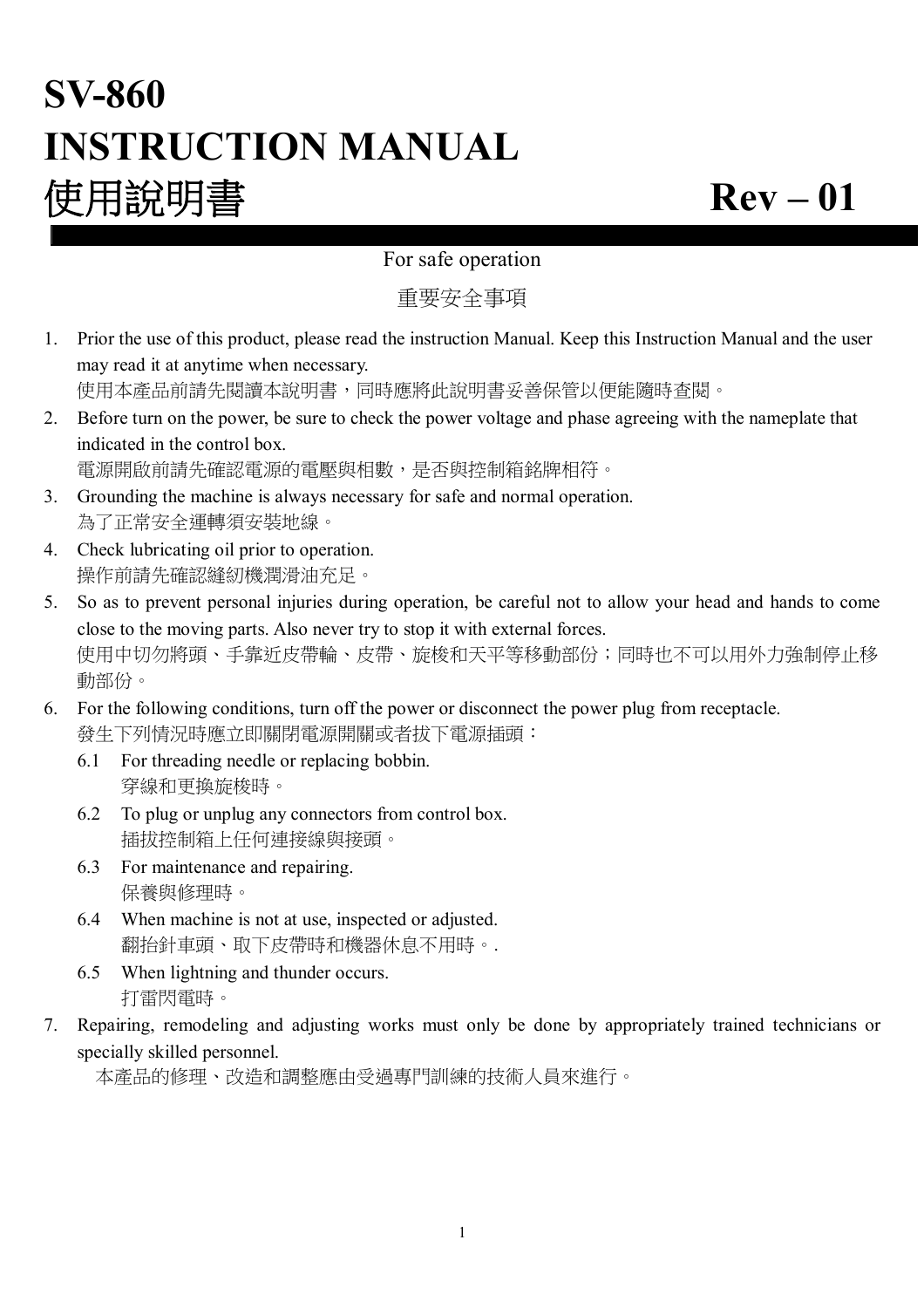# SV-860
# INSTRUCTION MANUAL
# 使用說明書 Rev – 01

For safe operation

重要安全事項

1. Prior the use of this product, please read the instruction Manual. Keep this Instruction Manual and the user may read it at anytime when necessary.
   使用本產品前請先閱讀本說明書，同時應將此說明書妥善保管以便能隨時查閱。
2. Before turn on the power, be sure to check the power voltage and phase agreeing with the nameplate that indicated in the control box.
   電源開啟前請先確認電源的電壓與相數，是否與控制箱銘牌相符。
3. Grounding the machine is always necessary for safe and normal operation.
   為了正常安全運轉須安裝地線。
4. Check lubricating oil prior to operation.
   操作前請先確認縫紉機潤滑油充足。
5. So as to prevent personal injuries during operation, be careful not to allow your head and hands to come close to the moving parts. Also never try to stop it with external forces.
   使用中切勿將頭、手靠近皮帶輪、皮帶、旋梭和天平等移動部份；同時也不可以用外力強制停止移動部份。
6. For the following conditions, turn off the power or disconnect the power plug from receptacle.
   發生下列情況時應立即關閉電源開關或者拔下電源插頭：
   6.1 For threading needle or replacing bobbin.
       穿線和更換旋梭時。
   6.2 To plug or unplug any connectors from control box.
       插拔控制箱上任何連接線與接頭。
   6.3 For maintenance and repairing.
       保養與修理時。
   6.4 When machine is not at use, inspected or adjusted.
       翻抬針車頭、取下皮帶時和機器休息不用時。.
   6.5 When lightning and thunder occurs.
       打雷閃電時。
7. Repairing, remodeling and adjusting works must only be done by appropriately trained technicians or specially skilled personnel.
   本產品的修理、改造和調整應由受過專門訓練的技術人員來進行。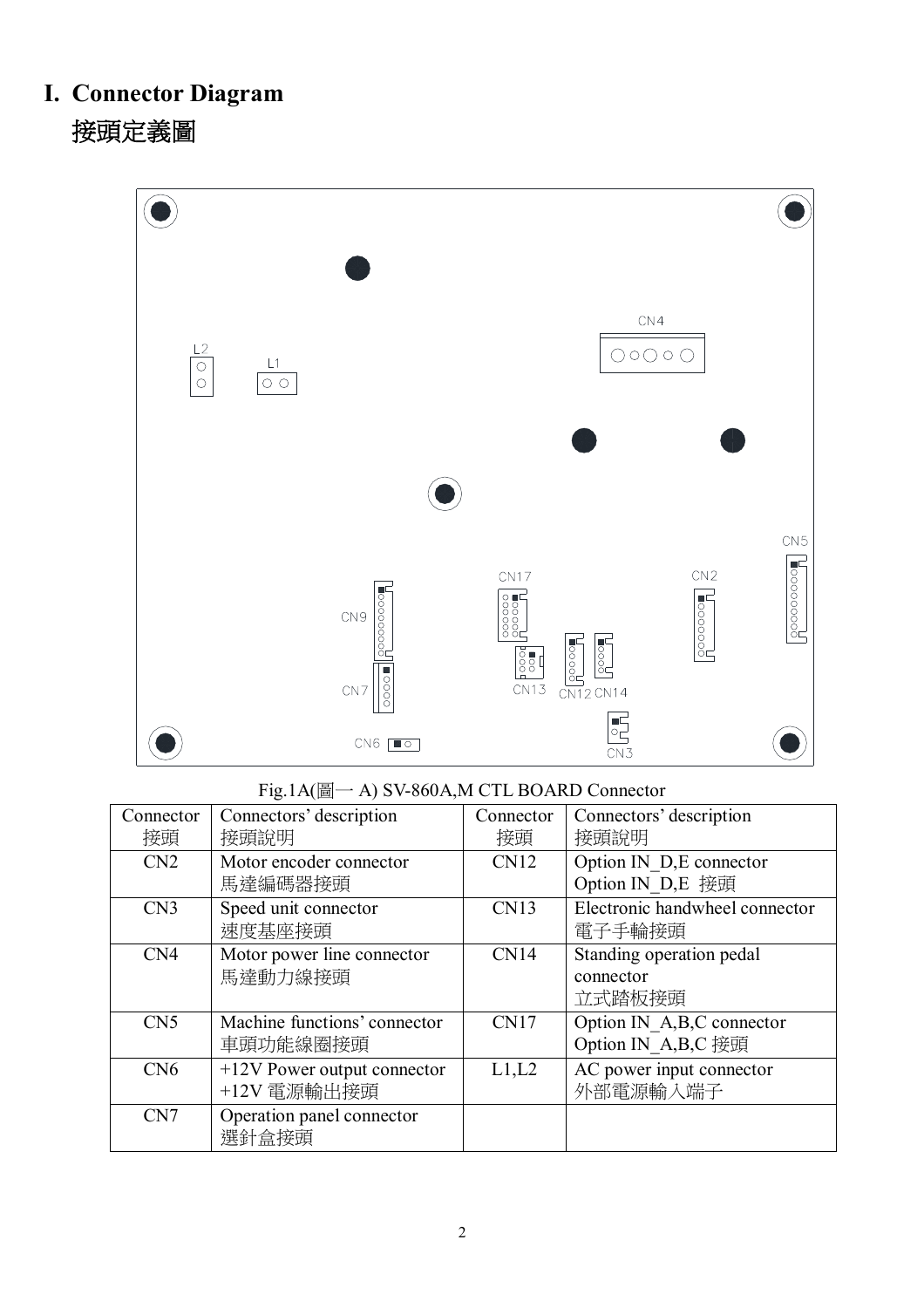# I. Connector Diagram
## 接頭定義圖

Fig.1A(圖一 A) SV-860A,M CTL BOARD Connector

| Connector 接頭 | Connectors' description 接頭說明 | Connector 接頭 | Connectors' description 接頭說明 |
|---|---|---|---|
| CN2 | Motor encoder connector 馬達編碼器接頭 | CN12 | Option IN_D,E connector Option IN_D,E 接頭 |
| CN3 | Speed unit connector 速度基座接頭 | CN13 | Electronic handwheel connector 電子手輪接頭 |
| CN4 | Motor power line connector 馬達動力線接頭 | CN14 | Standing operation pedal connector 立式踏板接頭 |
| CN5 | Machine functions' connector 車頭功能線圈接頭 | CN17 | Option IN_A,B,C connector Option IN_A,B,C 接頭 |
| CN6 | +12V Power output connector +12V 電源輸出接頭 | L1,L2 | AC power input connector 外部電源輸入端子 |
| CN7 | Operation panel connector 選針盒接頭 | | |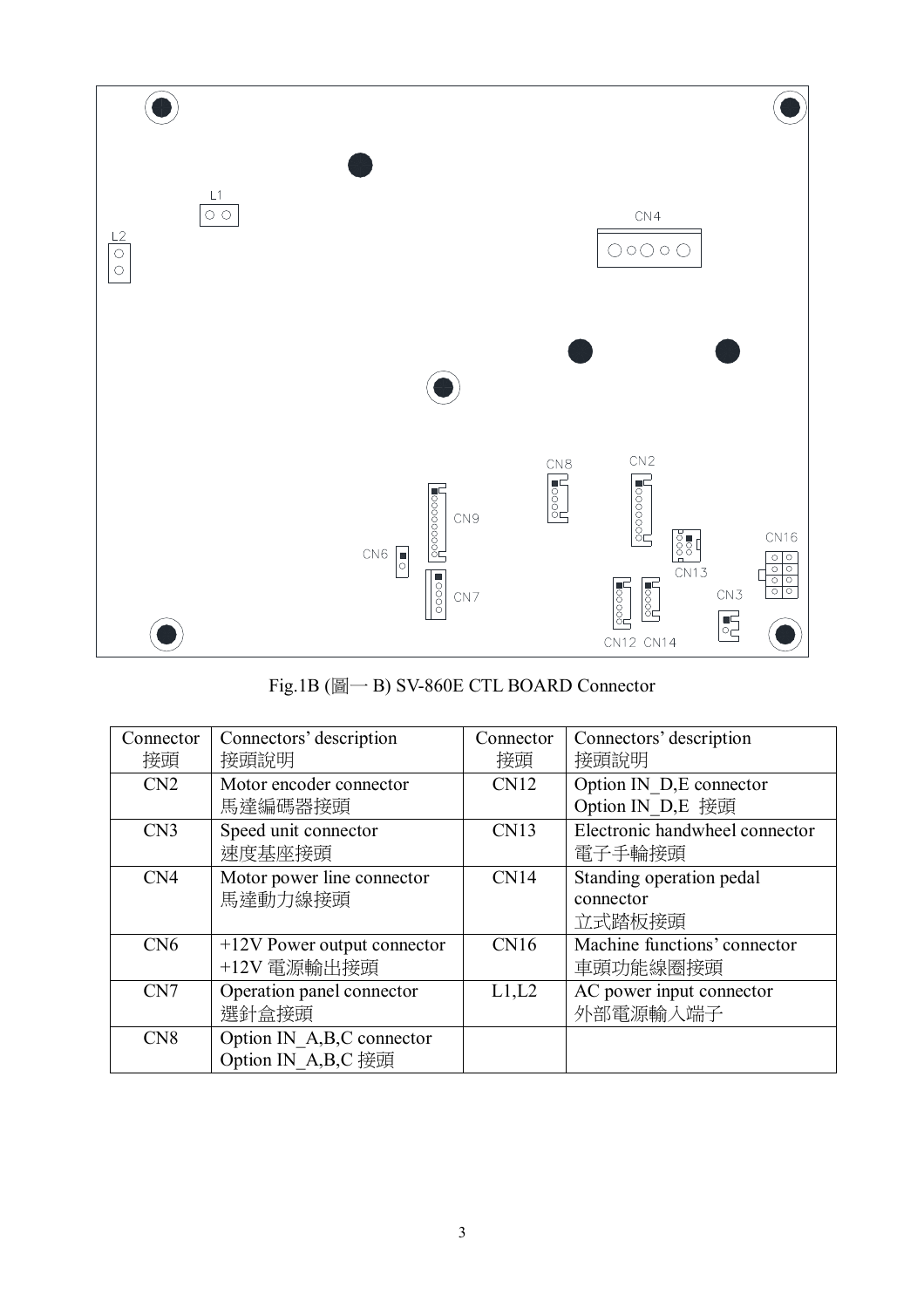L1

L2

CN4

CN8 CN2

CN9

CN16

CN6

CN13

CN7

CN3

CN12 CN14

Fig.1B (圖一 B) SV-860E CTL BOARD Connector

| Connector 接頭 | Connectors' description 接頭說明 | Connector 接頭 | Connectors' description 接頭說明 |
|---|---|---|---|
| CN2 | Motor encoder connector 馬達編碼器接頭 | CN12 | Option IN_D,E connector Option IN_D,E 接頭 |
| CN3 | Speed unit connector 速度基座接頭 | CN13 | Electronic handwheel connector 電子手輪接頭 |
| CN4 | Motor power line connector 馬達動力線接頭 | CN14 | Standing operation pedal connector 立式踏板接頭 |
| CN6 | +12V Power output connector +12V 電源輸出接頭 | CN16 | Machine functions' connector 車頭功能線圈接頭 |
| CN7 | Operation panel connector 選針盒接頭 | L1,L2 | AC power input connector 外部電源輸入端子 |
| CN8 | Option IN_A,B,C connector Option IN_A,B,C 接頭 | | |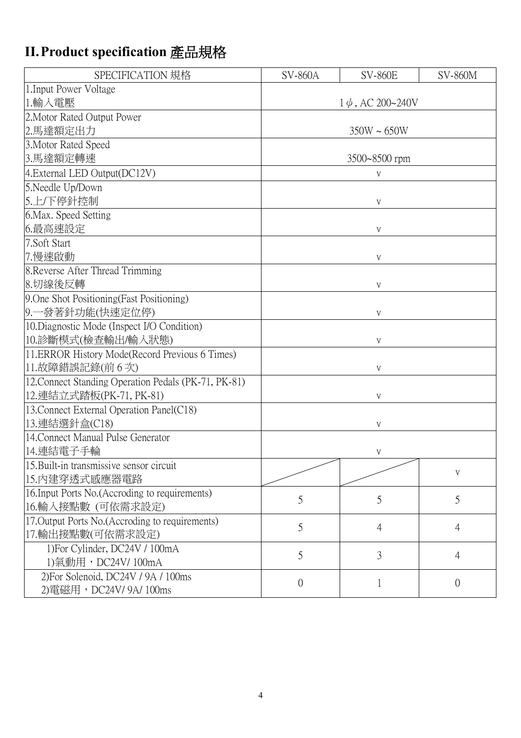# II. Product specification 產品規格

| SPECIFICATION 規格 | SV-860A | SV-860E | SV-860M |
|---|---|---|---|
| 1.Input Power Voltage<br>1.輸入電壓 | 1 $\phi$, AC 200~240V | | |
| 2.Motor Rated Output Power<br>2.馬達額定出力 | 350W ~ 650W | | |
| 3.Motor Rated Speed<br>3.馬達額定轉速 | 3500~8500 rpm | | |
| 4.External LED Output(DC12V) | V | | |
| 5.Needle Up/Down<br>5.上/下停針控制 | V | | |
| 6.Max. Speed Setting<br>6.最高速設定 | V | | |
| 7.Soft Start<br>7.慢速啟動 | V | | |
| 8.Reverse After Thread Trimming<br>8.切線後反轉 | V | | |
| 9.One Shot Positioning(Fast Positioning)<br>9.一發著針功能(快速定位停) | V | | |
| 10.Diagnostic Mode (Inspect I/O Condition)<br>10.診斷模式(檢查輸出/輸入狀態) | V | | |
| 11.ERROR History Mode(Record Previous 6 Times)<br>11.故障錯誤記錄(前 6 次) | V | | |
| 12.Connect Standing Operation Pedals (PK-71, PK-81)<br>12.連結立式踏板(PK-71, PK-81) | V | | |
| 13.Connect External Operation Panel(C18)<br>13.連結選針盒(C18) | V | | |
| 14.Connect Manual Pulse Generator<br>14.連結電子手輪 | V | | |
| 15.Built-in transmissive sensor circuit<br>15.內建穿透式感應器電路 | | | V |
| 16.Input Ports No.(Accroding to requirements)<br>16.輸入接點數 (可依需求設定) | 5 | 5 | 5 |
| 17.Output Ports No.(Accroding to requirements)<br>17.輸出接點數(可依需求設定) | 5 | 4 | 4 |
| 1)For Cylinder, DC24V / 100mA<br>1)氣動用，DC24V/ 100mA | 5 | 3 | 4 |
| 2)For Solenoid, DC24V / 9A / 100ms<br>2)電磁用，DC24V/ 9A/ 100ms | 0 | 1 | 0 |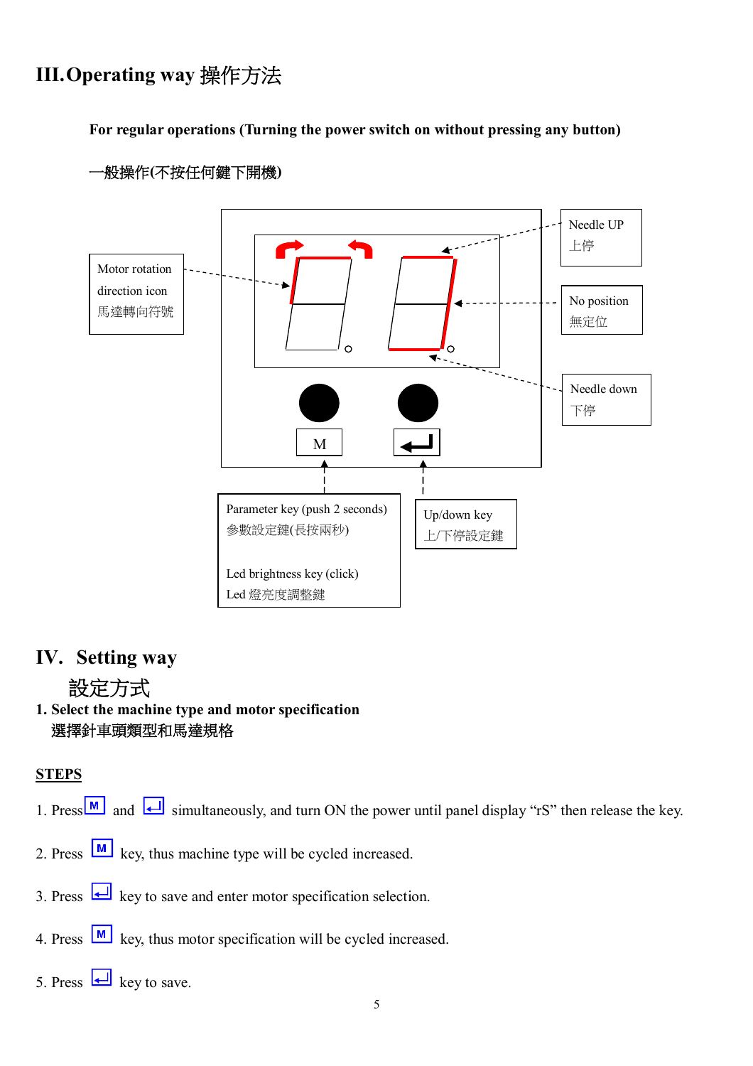# III. Operating way 操作方法

**For regular operations (Turning the power switch on without pressing any button)**

**一般操作(不按任何鍵下開機)**

Motor rotation direction icon 馬達轉向符號

Needle UP 上停

No position 無定位

Needle down 下停

M

Parameter key (push 2 seconds) 參數設定鍵(長按兩秒)

Led brightness key (click) Led 燈亮度調整鍵

Up/down key 上/下停設定鍵

# IV. Setting way

## 設定方式

**1. Select the machine type and motor specification**
**選擇針車頭類型和馬達規格**

**STEPS**

1. Press M and ↵ simultaneously, and turn ON the power until panel display “rS” then release the key.

2. Press M key, thus machine type will be cycled increased.

3. Press ↵ key to save and enter motor specification selection.

4. Press M key, thus motor specification will be cycled increased.

5. Press ↵ key to save.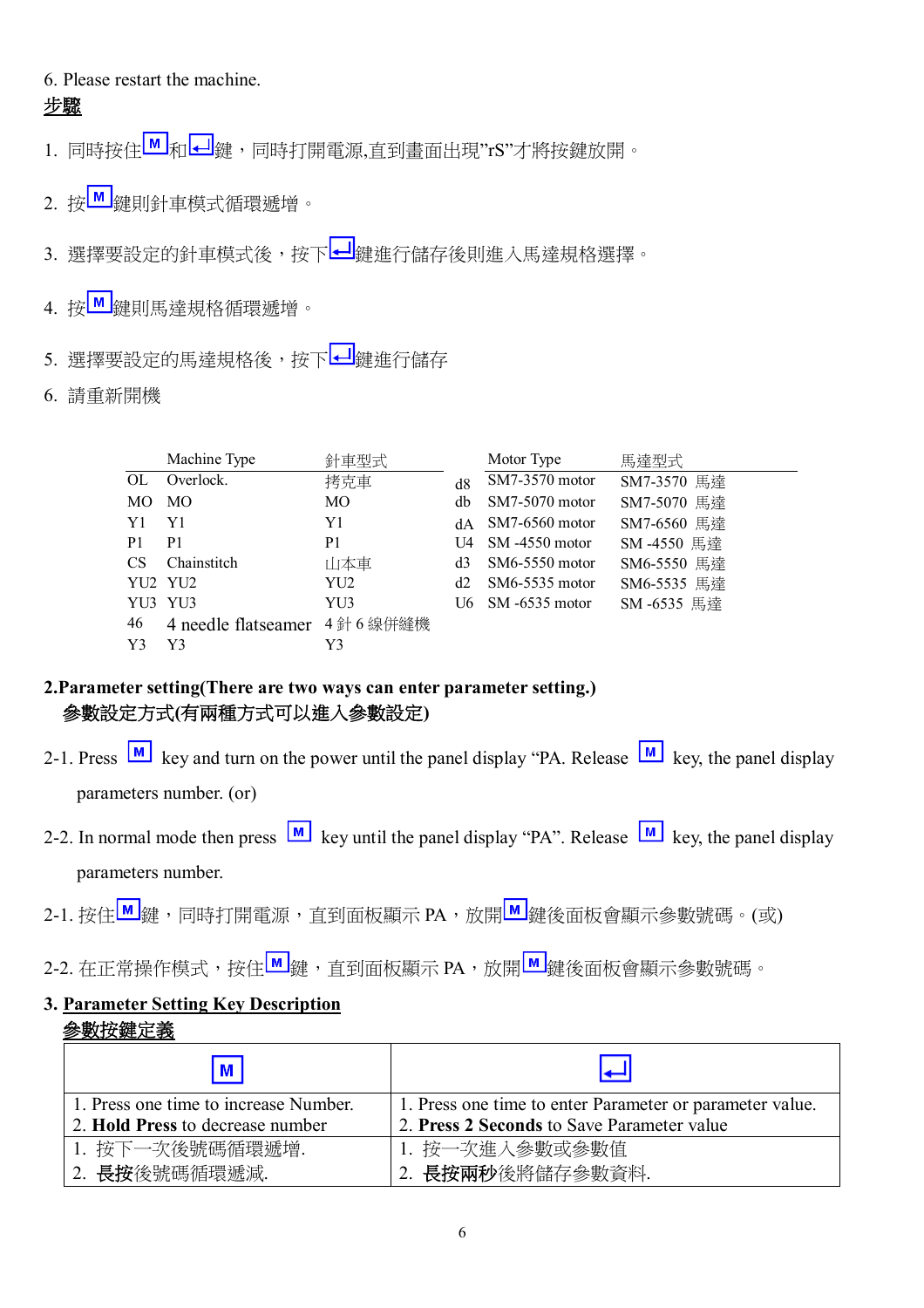6. Please restart the machine.

**步驟**

1. 同時按住[M]和[↵]鍵，同時打開電源,直到畫面出現"rS"才將按鍵放開。
2. 按[M]鍵則針車模式循環遞增。
3. 選擇要設定的針車模式後，按下[↵]鍵進行儲存後則進入馬達規格選擇。
4. 按[M]鍵則馬達規格循環遞增。
5. 選擇要設定的馬達規格後，按下[↵]鍵進行儲存
6. 請重新開機

| | Machine Type | 針車型式 | | Motor Type | 馬達型式 |
|---|---|---|---|---|---|
| OL | Overlock. | 拷克車 | d8 | SM7-3570 motor | SM7-3570 馬達 |
| MO | MO | MO | db | SM7-5070 motor | SM7-5070 馬達 |
| Y1 | Y1 | Y1 | dA | SM7-6560 motor | SM7-6560 馬達 |
| P1 | P1 | P1 | U4 | SM -4550 motor | SM -4550 馬達 |
| CS | Chainstitch | 山本車 | d3 | SM6-5550 motor | SM6-5550 馬達 |
| YU2 | YU2 | YU2 | d2 | SM6-5535 motor | SM6-5535 馬達 |
| YU3 | YU3 | YU3 | U6 | SM -6535 motor | SM -6535 馬達 |
| 46 | 4 needle flatseamer | 4 針 6 線併縫機 | | | |
| Y3 | Y3 | Y3 | | | |

**2.Parameter setting(There are two ways can enter parameter setting.)**
**參數設定方式(有兩種方式可以進入參數設定)**

2-1. Press [M] key and turn on the power until the panel display "PA. Release [M] key, the panel display parameters number. (or)

2-2. In normal mode then press [M] key until the panel display "PA". Release [M] key, the panel display parameters number.

2-1. 按住[M]鍵，同時打開電源，直到面板顯示 PA，放開[M]鍵後面板會顯示參數號碼。(或)

2-2. 在正常操作模式，按住[M]鍵，直到面板顯示 PA，放開[M]鍵後面板會顯示參數號碼。

**3. Parameter Setting Key Description**
**參數按鍵定義**

| [M] | [↵] |
|---|---|
| 1. Press one time to increase Number.<br>2. **Hold Press** to decrease number | 1. Press one time to enter Parameter or parameter value.<br>2. **Press 2 Seconds** to Save Parameter value |
| 1. 按下一次後號碼循環遞增.<br>2. **長按**後號碼循環遞減. | 1. 按一次進入參數或參數值<br>2. **長按兩秒**後將儲存參數資料. |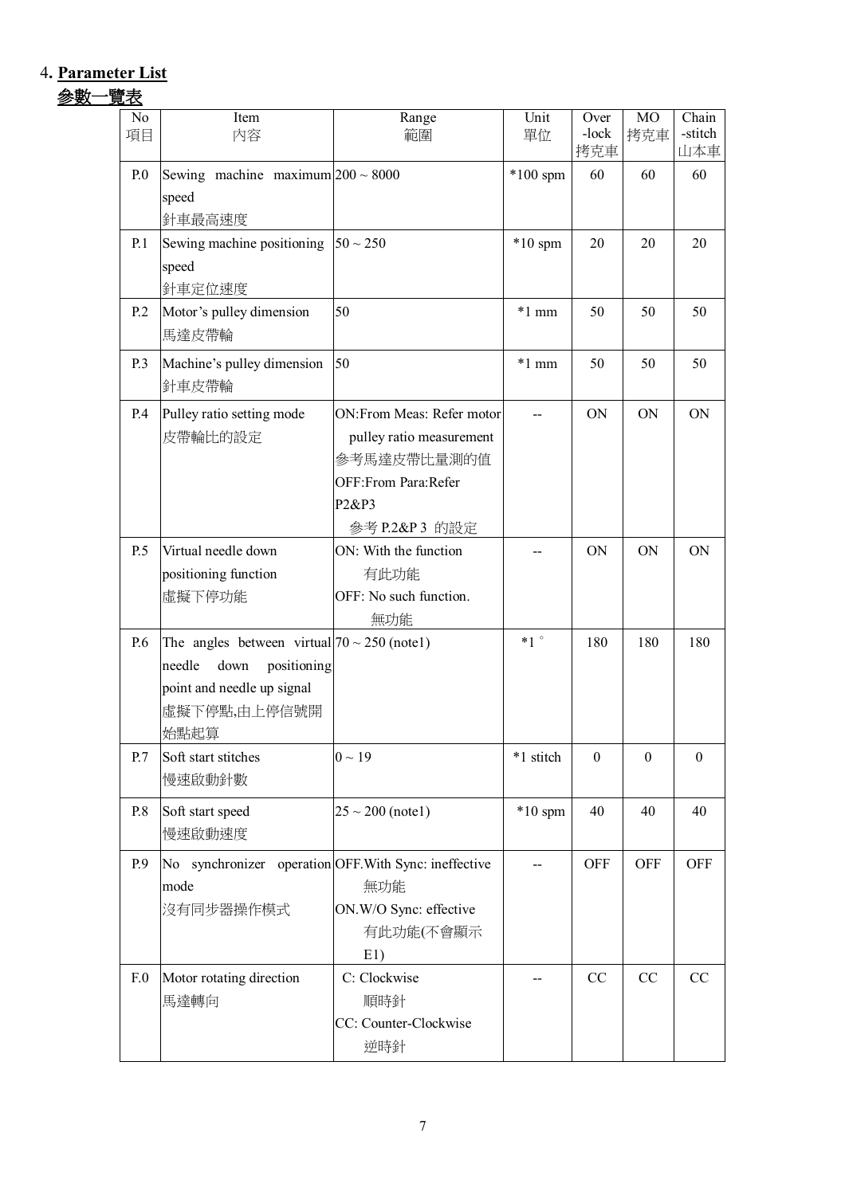## 4. **Parameter List**

## 參數一覽表

| No 項目 | Item 內容 | Range 範圍 | Unit 單位 | Over -lock 拷克車 | MO 拷克車 | Chain -stitch 山本車 |
|---|---|---|---|---|---|---|
| P.0 | Sewing machine maximum speed 針車最高速度 | 200 ~ 8000 | *100 spm | 60 | 60 | 60 |
| P.1 | Sewing machine positioning speed 針車定位速度 | 50 ~ 250 | *10 spm | 20 | 20 | 20 |
| P.2 | Motor's pulley dimension 馬達皮帶輪 | 50 | *1 mm | 50 | 50 | 50 |
| P.3 | Machine's pulley dimension 針車皮帶輪 | 50 | *1 mm | 50 | 50 | 50 |
| P.4 | Pulley ratio setting mode 皮帶輪比的設定 | ON:From Meas: Refer motor pulley ratio measurement 參考馬達皮帶比量測的值 OFF:From Para:Refer P2&P3 參考 P.2&P 3 的設定 | -- | ON | ON | ON |
| P.5 | Virtual needle down positioning function 虛擬下停功能 | ON: With the function 有此功能 OFF: No such function. 無功能 | -- | ON | ON | ON |
| P.6 | The angles between virtual needle down positioning point and needle up signal 虛擬下停點,由上停信號開始點起算 | 70 ~ 250 (note1) | *1 ° | 180 | 180 | 180 |
| P.7 | Soft start stitches 慢速啟動針數 | 0 ~ 19 | *1 stitch | 0 | 0 | 0 |
| P.8 | Soft start speed 慢速啟動速度 | 25 ~ 200 (note1) | *10 spm | 40 | 40 | 40 |
| P.9 | No synchronizer operation mode 沒有同步器操作模式 | OFF.With Sync: ineffective 無功能 ON.W/O Sync: effective 有此功能(不會顯示 E1) | -- | OFF | OFF | OFF |
| F.0 | Motor rotating direction 馬達轉向 | C: Clockwise 順時針 CC: Counter-Clockwise 逆時針 | -- | CC | CC | CC |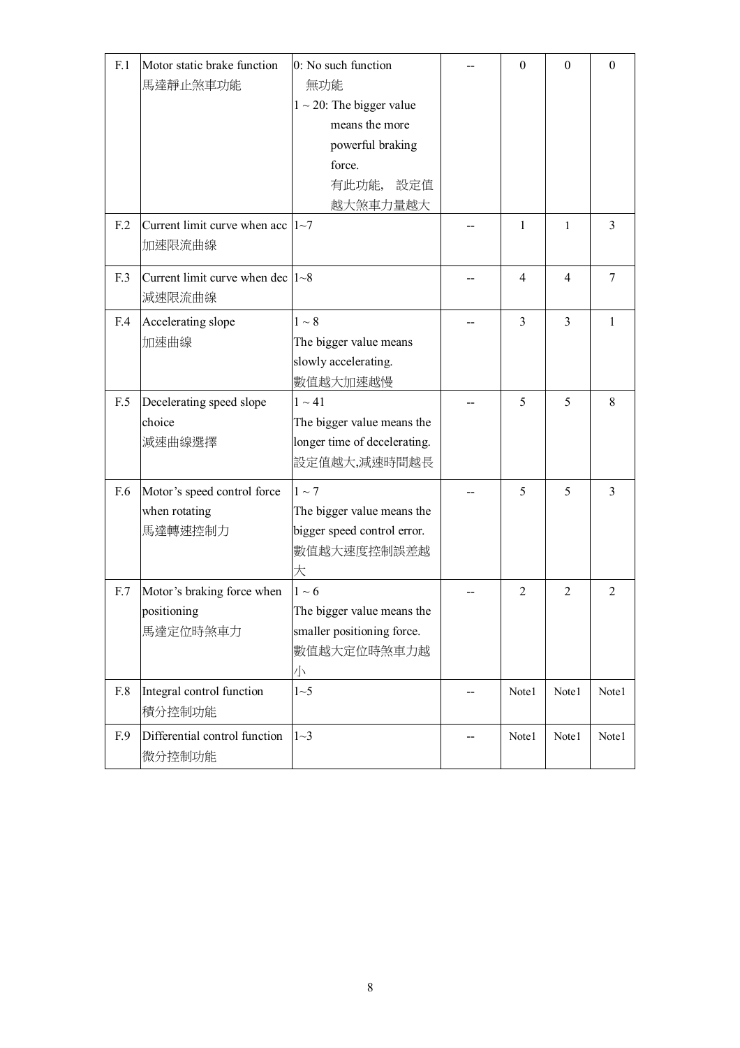| F.1 | Motor static brake function<br>馬達靜止煞車功能 | 0: No such function<br>無功能<br>1 ~ 20: The bigger value means the more powerful braking force.<br>有此功能， 設定值越大煞車力量越大 | -- | 0 | 0 | 0 |
|---|---|---|---|---|---|---|
| F.2 | Current limit curve when acc<br>加速限流曲線 | 1~7 | -- | 1 | 1 | 3 |
| F.3 | Current limit curve when dec<br>減速限流曲線 | 1~8 | -- | 4 | 4 | 7 |
| F.4 | Accelerating slope<br>加速曲線 | 1 ~ 8<br>The bigger value means slowly accelerating.<br>數值越大加速越慢 | -- | 3 | 3 | 1 |
| F.5 | Decelerating speed slope choice<br>減速曲線選擇 | 1 ~ 41<br>The bigger value means the longer time of decelerating.<br>設定值越大,減速時間越長 | -- | 5 | 5 | 8 |
| F.6 | Motor's speed control force when rotating<br>馬達轉速控制力 | 1 ~ 7<br>The bigger value means the bigger speed control error.<br>數值越大速度控制誤差越大 | -- | 5 | 5 | 3 |
| F.7 | Motor's braking force when positioning<br>馬達定位時煞車力 | 1 ~ 6<br>The bigger value means the smaller positioning force.<br>數值越大定位時煞車力越小 | -- | 2 | 2 | 2 |
| F.8 | Integral control function<br>積分控制功能 | 1~5 | -- | Note1 | Note1 | Note1 |
| F.9 | Differential control function<br>微分控制功能 | 1~3 | -- | Note1 | Note1 | Note1 |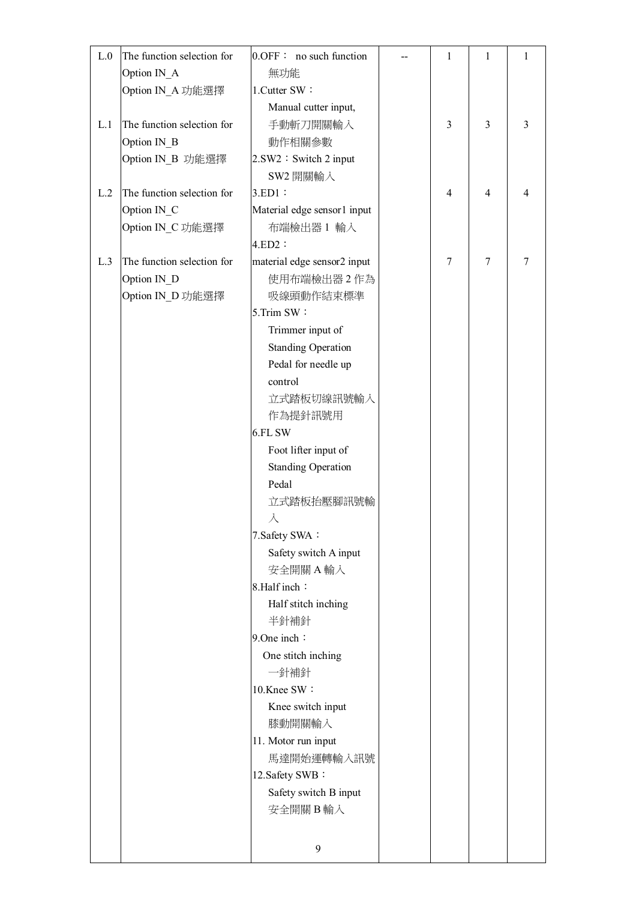| L.0 | The function selection for Option IN_A<br>Option IN_A 功能選擇 | 0.OFF： no such function<br>無功能<br>1.Cutter SW：<br>Manual cutter input,<br>手動斬刀開關輸入<br>動作相關參數<br>2.SW2：Switch 2 input<br>SW2 開關輸入<br>3.ED1：<br>Material edge sensor1 input<br>布端檢出器 1 輸入<br>4.ED2：<br>material edge sensor2 input<br>使用布端檢出器 2 作為吸線頭動作結束標準<br>5.Trim SW：<br>Trimmer input of Standing Operation Pedal for needle up control<br>立式踏板切線訊號輸入作為提針訊號用<br>6.FL SW<br>Foot lifter input of Standing Operation Pedal<br>立式踏板抬壓腳訊號輸入<br>7.Safety SWA：<br>Safety switch A input<br>安全開關 A 輸入<br>8.Half inch：<br>Half stitch inching<br>半針補針<br>9.One inch：<br>One stitch inching<br>一針補針<br>10.Knee SW：<br>Knee switch input<br>膝動開關輸入<br>11. Motor run input<br>馬達開始運轉輸入訊號<br>12.Safety SWB：<br>Safety switch B input<br>安全開關 B 輸入 | -- | 1 | 1 | 1 |
|---|---|---|---|---|---|---|
| L.1 | The function selection for Option IN_B<br>Option IN_B 功能選擇 | | | 3 | 3 | 3 |
| L.2 | The function selection for Option IN_C<br>Option IN_C 功能選擇 | | | 4 | 4 | 4 |
| L.3 | The function selection for Option IN_D<br>Option IN_D 功能選擇 | | | 7 | 7 | 7 |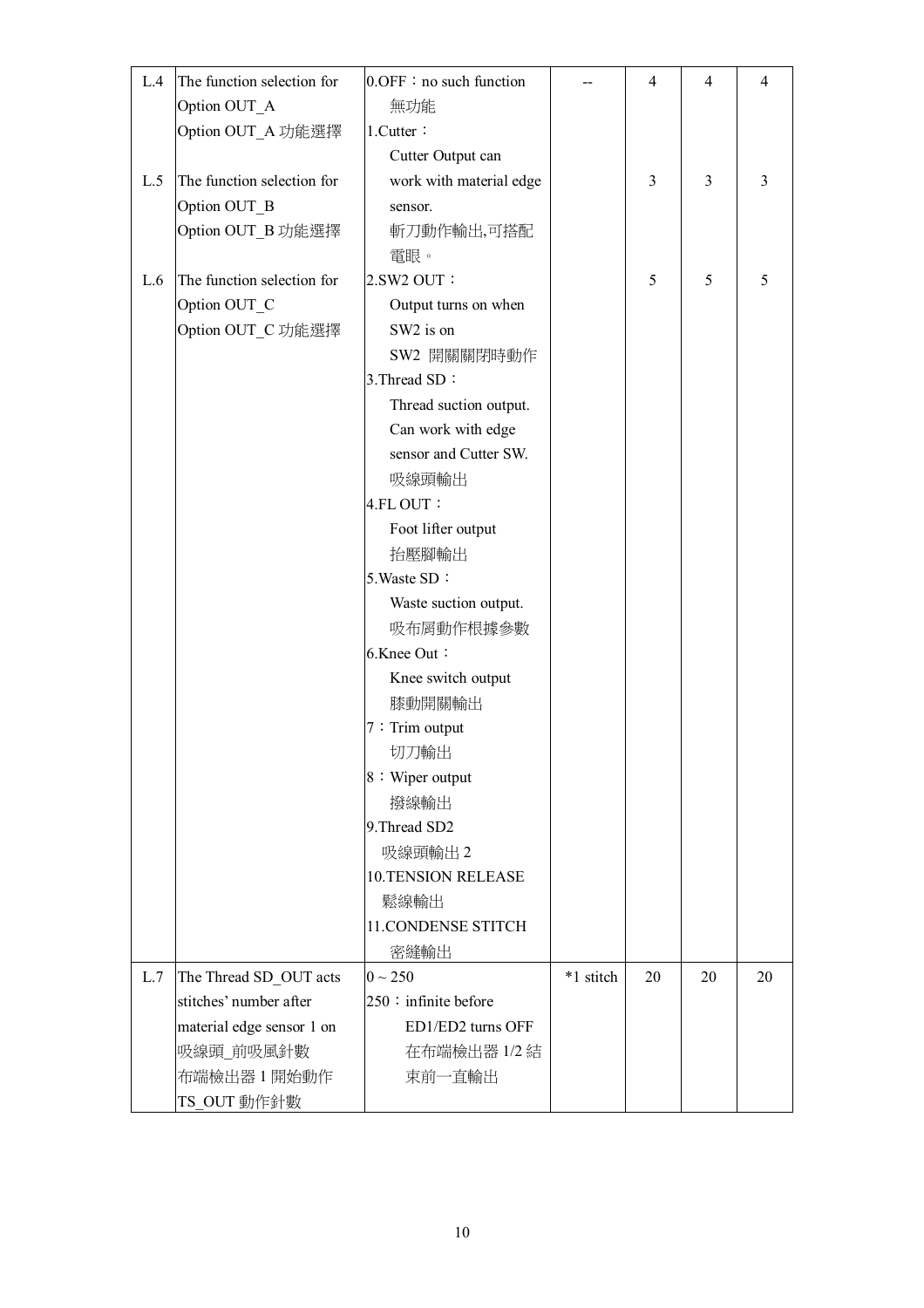| L.4 | The function selection for Option OUT_A<br>Option OUT_A 功能選擇 | 0.OFF：no such function<br>無功能<br>1.Cutter：<br>Cutter Output can work with material edge sensor.<br>斬刀動作輸出,可搭配電眼。<br>2.SW2 OUT：<br>Output turns on when SW2 is on<br>SW2 開關關閉時動作<br>3.Thread SD：<br>Thread suction output. Can work with edge sensor and Cutter SW.<br>吸線頭輸出<br>4.FL OUT：<br>Foot lifter output<br>抬壓腳輸出<br>5.Waste SD：<br>Waste suction output.<br>吸布屑動作根據參數<br>6.Knee Out：<br>Knee switch output<br>膝動開關輸出<br>7：Trim output<br>切刀輸出<br>8：Wiper output<br>撥線輸出<br>9.Thread SD2<br>吸線頭輸出 2<br>10.TENSION RELEASE<br>鬆線輸出<br>11.CONDENSE STITCH<br>密縫輸出 | -- | 4 | 4 | 4 |
|---|---|---|---|---|---|---|
| L.5 | The function selection for Option OUT_B<br>Option OUT_B 功能選擇 | | | 3 | 3 | 3 |
| L.6 | The function selection for Option OUT_C<br>Option OUT_C 功能選擇 | | | 5 | 5 | 5 |
| L.7 | The Thread SD_OUT acts stitches' number after material edge sensor 1 on<br>吸線頭_前吸風針數<br>布端檢出器 1 開始動作<br>TS_OUT 動作針數 | 0 ~ 250<br>250：infinite before ED1/ED2 turns OFF<br>在布端檢出器 1/2 結束前一直輸出 | *1 stitch | 20 | 20 | 20 |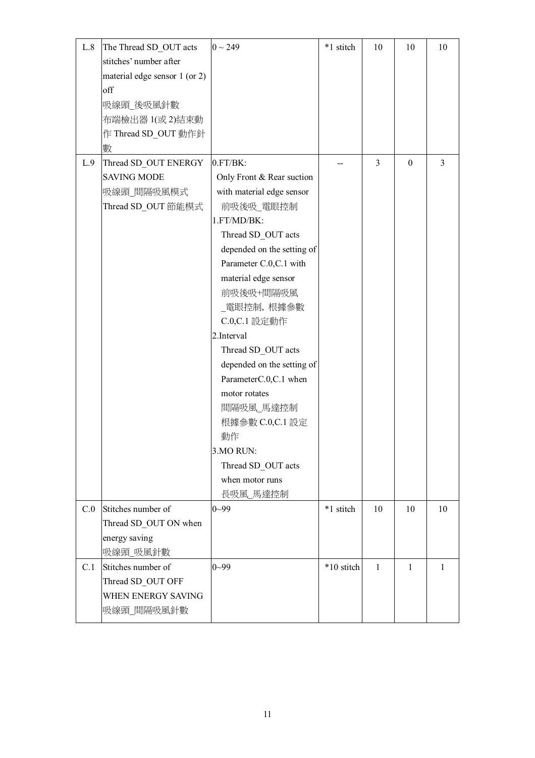| L.8 | The Thread SD_OUT acts stitches' number after material edge sensor 1 (or 2) off<br>吸線頭_後吸風針數<br>布端檢出器 1(或 2)結束動作 Thread SD_OUT 動作針數 | 0 ~ 249 | *1 stitch | 10 | 10 | 10 |
|---|---|---|---|---|---|---|
| L.9 | Thread SD_OUT ENERGY SAVING MODE<br>吸線頭_間隔吸風模式<br>Thread SD_OUT 節能模式 | 0.FT/BK:<br>Only Front & Rear suction with material edge sensor<br>前吸後吸_電眼控制<br>1.FT/MD/BK:<br>Thread SD_OUT acts depended on the setting of Parameter C.0,C.1 with material edge sensor<br>前吸後吸+間隔吸風_電眼控制, 根據參數 C.0,C.1 設定動作<br>2.Interval<br>Thread SD_OUT acts depended on the setting of ParameterC.0,C.1 when motor rotates<br>間隔吸風_馬達控制<br>根據參數 C.0,C.1 設定動作<br>3.MO RUN:<br>Thread SD_OUT acts when motor runs<br>長吸風_馬達控制 | -- | 3 | 0 | 3 |
| C.0 | Stitches number of Thread SD_OUT ON when energy saving<br>吸線頭_吸風針數 | 0~99 | *1 stitch | 10 | 10 | 10 |
| C.1 | Stitches number of Thread SD_OUT OFF WHEN ENERGY SAVING<br>吸線頭_間隔吸風針數 | 0~99 | *10 stitch | 1 | 1 | 1 |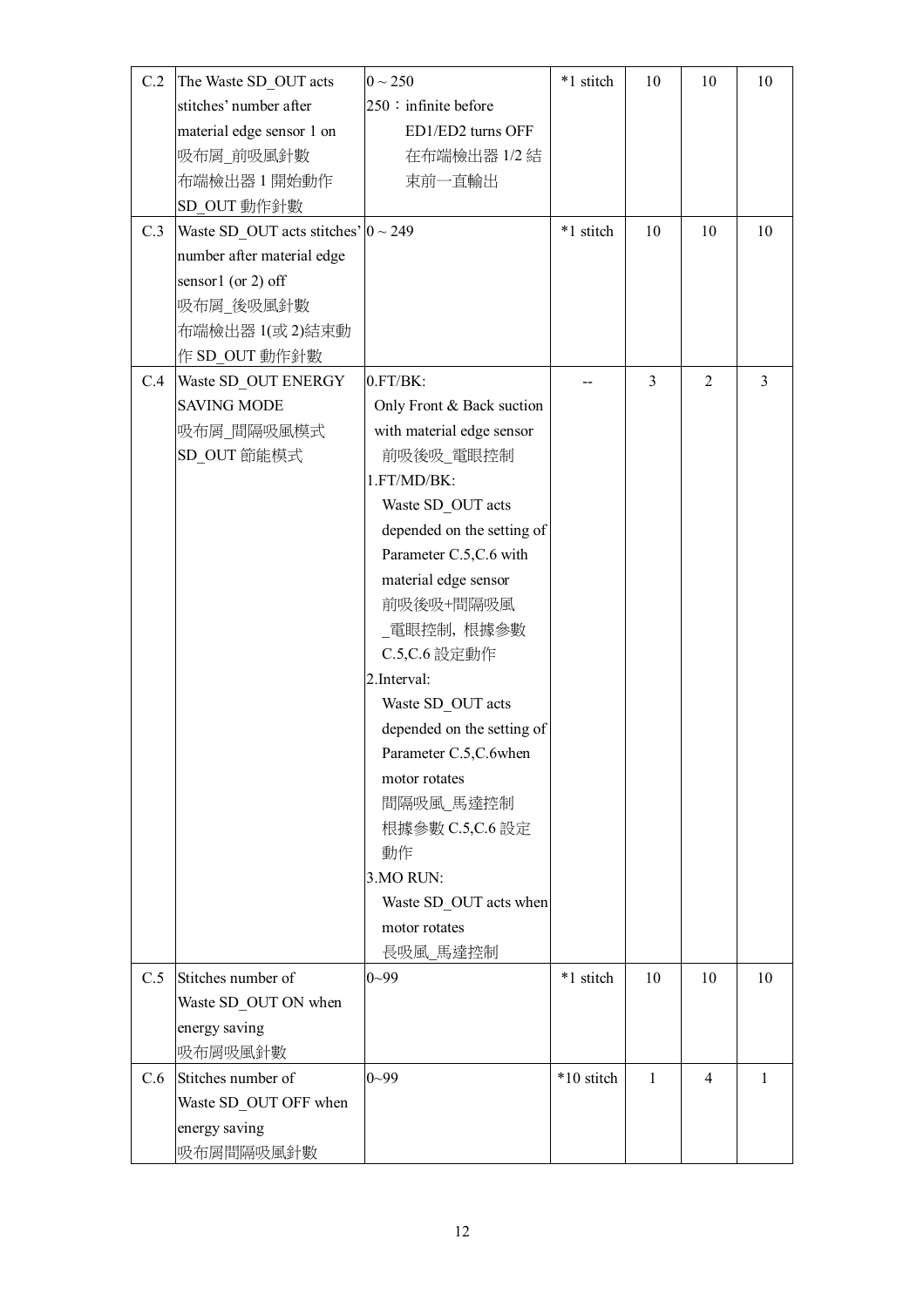| C.2 | The Waste SD_OUT acts stitches' number after material edge sensor 1 on<br>吸布屑_前吸風針數<br>布端檢出器 1 開始動作 SD_OUT 動作針數 | 0 ~ 250<br>250：infinite before ED1/ED2 turns OFF<br>在布端檢出器 1/2 結束前一直輸出 | *1 stitch | 10 | 10 | 10 |
|---|---|---|---|---|---|---|
| C.3 | Waste SD_OUT acts stitches' number after material edge sensor1 (or 2) off<br>吸布屑_後吸風針數<br>布端檢出器 1(或 2)結束動作 SD_OUT 動作針數 | 0 ~ 249 | *1 stitch | 10 | 10 | 10 |
| C.4 | Waste SD_OUT ENERGY SAVING MODE<br>吸布屑_間隔吸風模式<br>SD_OUT 節能模式 | 0.FT/BK:<br>Only Front & Back suction with material edge sensor<br>前吸後吸_電眼控制<br>1.FT/MD/BK:<br>Waste SD_OUT acts depended on the setting of Parameter C.5,C.6 with material edge sensor<br>前吸後吸+間隔吸風_電眼控制，根據參數 C.5,C.6 設定動作<br>2.Interval:<br>Waste SD_OUT acts depended on the setting of Parameter C.5,C.6when motor rotates<br>間隔吸風_馬達控制<br>根據參數 C.5,C.6 設定動作<br>3.MO RUN:<br>Waste SD_OUT acts when motor rotates<br>長吸風_馬達控制 | -- | 3 | 2 | 3 |
| C.5 | Stitches number of Waste SD_OUT ON when energy saving<br>吸布屑吸風針數 | 0~99 | *1 stitch | 10 | 10 | 10 |
| C.6 | Stitches number of Waste SD_OUT OFF when energy saving<br>吸布屑間隔吸風針數 | 0~99 | *10 stitch | 1 | 4 | 1 |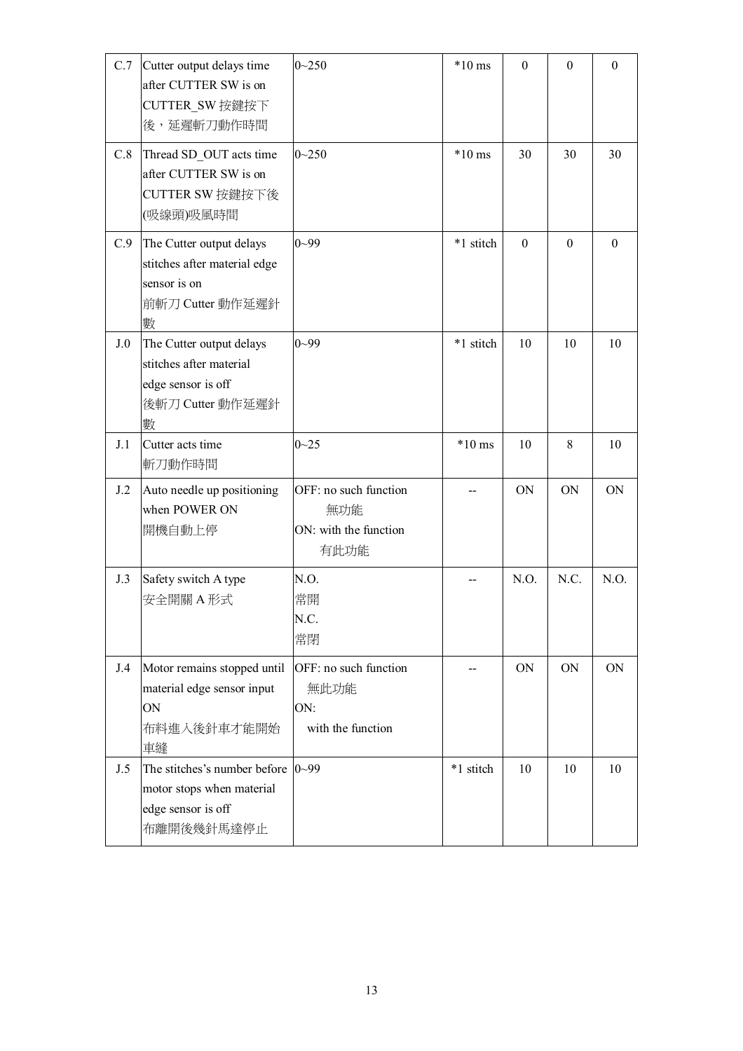| C.7 | Cutter output delays time after CUTTER SW is on<br>CUTTER_SW 按鍵按下後，延遲斬刀動作時間 | 0~250 | *10 ms | 0 | 0 | 0 |
|---|---|---|---|---|---|---|
| C.8 | Thread SD_OUT acts time after CUTTER SW is on<br>CUTTER SW 按鍵按下後(吸線頭)吸風時間 | 0~250 | *10 ms | 30 | 30 | 30 |
| C.9 | The Cutter output delays stitches after material edge sensor is on<br>前斬刀 Cutter 動作延遲針數 | 0~99 | *1 stitch | 0 | 0 | 0 |
| J.0 | The Cutter output delays stitches after material edge sensor is off<br>後斬刀 Cutter 動作延遲針數 | 0~99 | *1 stitch | 10 | 10 | 10 |
| J.1 | Cutter acts time<br>斬刀動作時間 | 0~25 | *10 ms | 10 | 8 | 10 |
| J.2 | Auto needle up positioning when POWER ON<br>開機自動上停 | OFF: no such function<br>無功能<br>ON: with the function<br>有此功能 | -- | ON | ON | ON |
| J.3 | Safety switch A type<br>安全開關 A 形式 | N.O.<br>常開<br>N.C.<br>常閉 | -- | N.O. | N.C. | N.O. |
| J.4 | Motor remains stopped until material edge sensor input ON<br>布料進入後針車才能開始車縫 | OFF: no such function<br>無此功能<br>ON:<br>with the function | -- | ON | ON | ON |
| J.5 | The stitches's number before motor stops when material edge sensor is off<br>布離開後幾針馬達停止 | 0~99 | *1 stitch | 10 | 10 | 10 |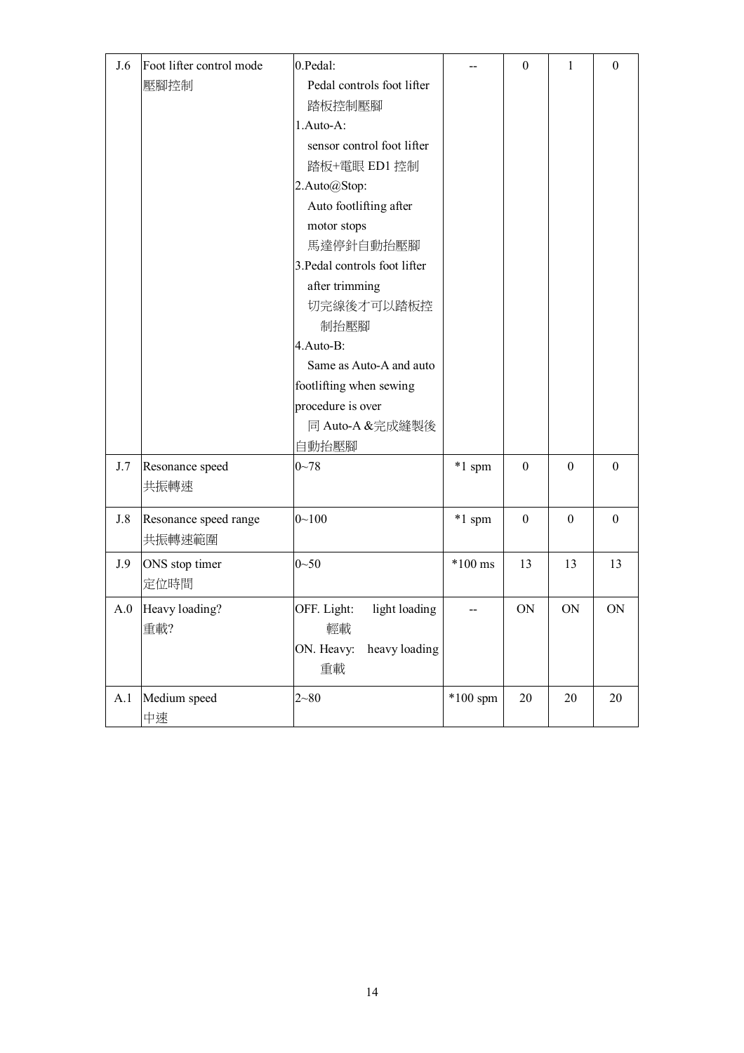| J.6 | Foot lifter control mode<br>壓腳控制 | 0.Pedal:<br>Pedal controls foot lifter<br>踏板控制壓腳<br>1.Auto-A:<br>sensor control foot lifter<br>踏板+電眼 ED1 控制<br>2.Auto@Stop:<br>Auto footlifting after motor stops<br>馬達停針自動抬壓腳<br>3.Pedal controls foot lifter after trimming<br>切完線後才可以踏板控制抬壓腳<br>4.Auto-B:<br>Same as Auto-A and auto footlifting when sewing procedure is over<br>同 Auto-A &完成縫製後自動抬壓腳 | -- | 0 | 1 | 0 |
|---|---|---|---|---|---|---|
| J.7 | Resonance speed<br>共振轉速 | 0~78 | *1 spm | 0 | 0 | 0 |
| J.8 | Resonance speed range<br>共振轉速範圍 | 0~100 | *1 spm | 0 | 0 | 0 |
| J.9 | ONS stop timer<br>定位時間 | 0~50 | *100 ms | 13 | 13 | 13 |
| A.0 | Heavy loading?<br>重載? | OFF. Light: light loading<br>輕載<br>ON. Heavy: heavy loading<br>重載 | -- | ON | ON | ON |
| A.1 | Medium speed<br>中速 | 2~80 | *100 spm | 20 | 20 | 20 |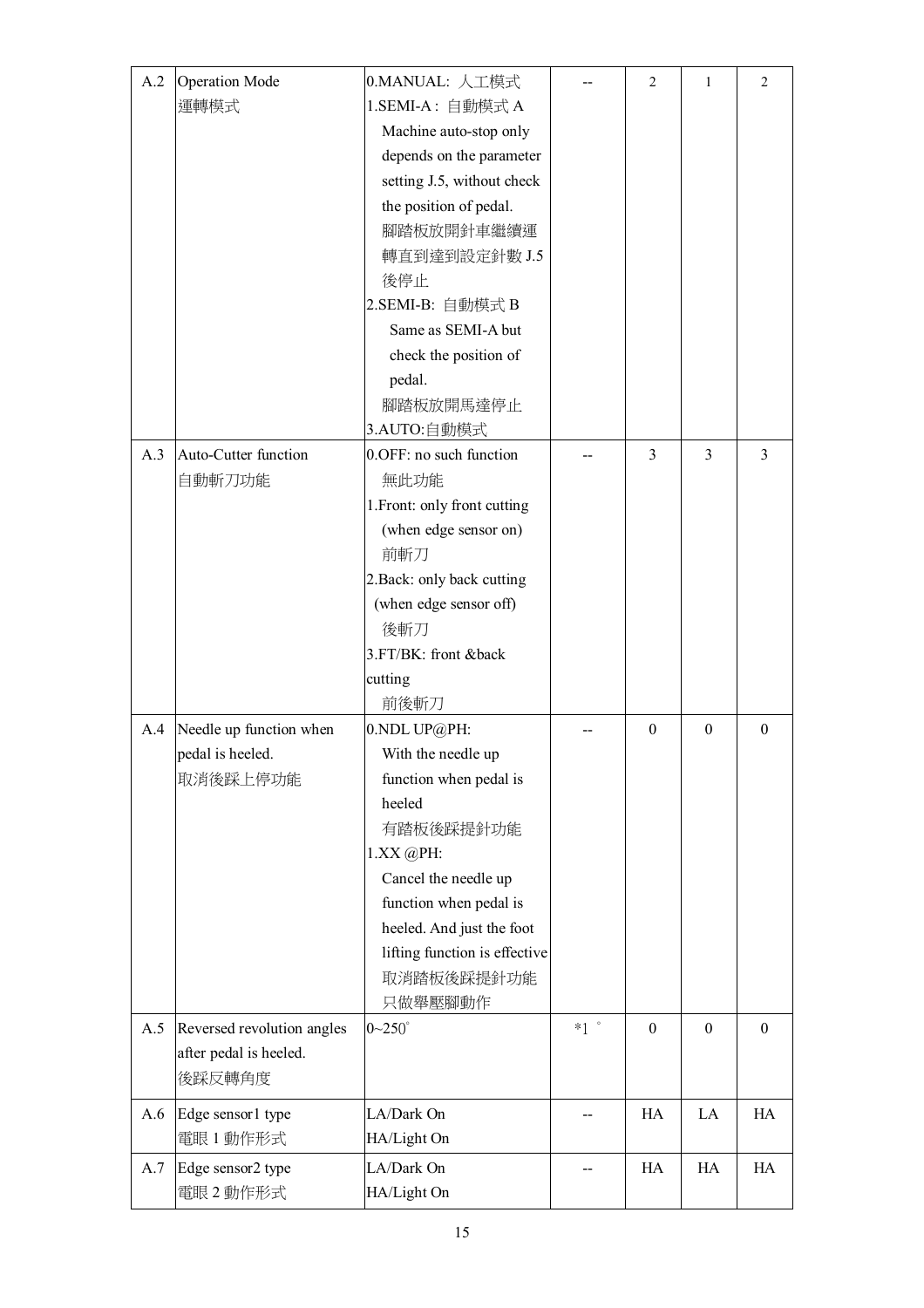| | | | | | | |
|---|---|---|---|---|---|---|
| A.2 | Operation Mode<br>運轉模式 | 0.MANUAL: 人工模式<br>1.SEMI-A : 自動模式 A<br>Machine auto-stop only depends on the parameter setting J.5, without check the position of pedal.<br>腳踏板放開針車繼續運轉直到達到設定針數 J.5 後停止<br>2.SEMI-B: 自動模式 B<br>Same as SEMI-A but check the position of pedal.<br>腳踏板放開馬達停止<br>3.AUTO:自動模式 | -- | 2 | 1 | 2 |
| A.3 | Auto-Cutter function<br>自動斬刀功能 | 0.OFF: no such function<br>無此功能<br>1.Front: only front cutting (when edge sensor on)<br>前斬刀<br>2.Back: only back cutting (when edge sensor off)<br>後斬刀<br>3.FT/BK: front &back cutting<br>前後斬刀 | -- | 3 | 3 | 3 |
| A.4 | Needle up function when pedal is heeled.<br>取消後踩上停功能 | 0.NDL UP@PH:<br>With the needle up function when pedal is heeled<br>有踏板後踩提針功能<br>1.XX @PH:<br>Cancel the needle up function when pedal is heeled. And just the foot lifting function is effective<br>取消踏板後踩提針功能<br>只做舉壓腳動作 | -- | 0 | 0 | 0 |
| A.5 | Reversed revolution angles after pedal is heeled.<br>後踩反轉角度 | 0~250° | *1 ° | 0 | 0 | 0 |
| A.6 | Edge sensor1 type<br>電眼 1 動作形式 | LA/Dark On<br>HA/Light On | -- | HA | LA | HA |
| A.7 | Edge sensor2 type<br>電眼 2 動作形式 | LA/Dark On<br>HA/Light On | -- | HA | HA | HA |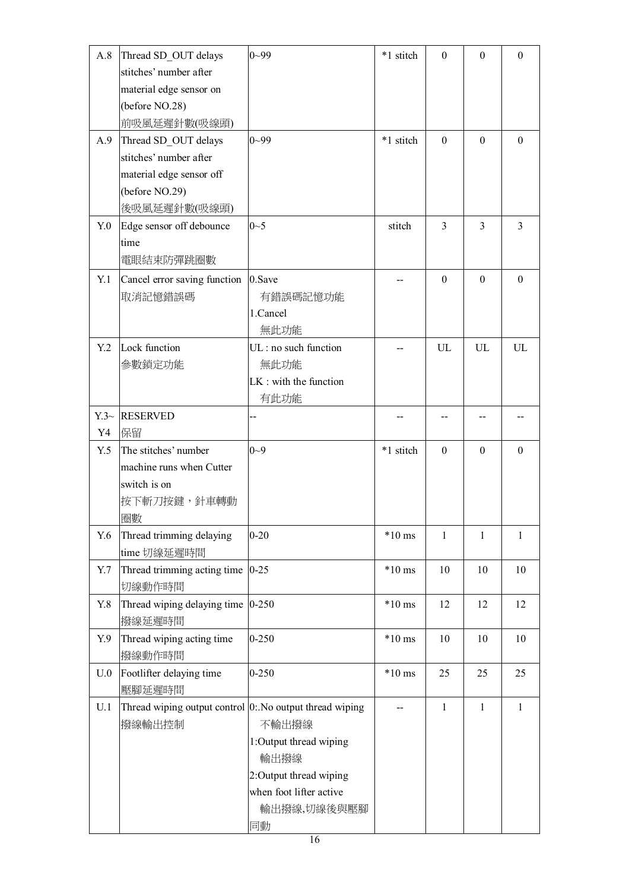| A.8 | Thread SD_OUT delays stitches' number after material edge sensor on (before NO.28) 前吸風延遲針數(吸線頭) | 0~99 | *1 stitch | 0 | 0 | 0 |
|---|---|---|---|---|---|---|
| A.9 | Thread SD_OUT delays stitches' number after material edge sensor off (before NO.29) 後吸風延遲針數(吸線頭) | 0~99 | *1 stitch | 0 | 0 | 0 |
| Y.0 | Edge sensor off debounce time 電眼結束防彈跳圈數 | 0~5 | stitch | 3 | 3 | 3 |
| Y.1 | Cancel error saving function 取消記憶錯誤碼 | 0.Save 有錯誤碼記憶功能 1.Cancel 無此功能 | -- | 0 | 0 | 0 |
| Y.2 | Lock function 參數鎖定功能 | UL : no such function 無此功能 LK : with the function 有此功能 | -- | UL | UL | UL |
| Y.3~Y4 | RESERVED 保留 | -- | -- | -- | -- | -- |
| Y.5 | The stitches' number machine runs when Cutter switch is on 按下斬刀按鍵，針車轉動圈數 | 0~9 | *1 stitch | 0 | 0 | 0 |
| Y.6 | Thread trimming delaying time 切線延遲時間 | 0-20 | *10 ms | 1 | 1 | 1 |
| Y.7 | Thread trimming acting time 切線動作時間 | 0-25 | *10 ms | 10 | 10 | 10 |
| Y.8 | Thread wiping delaying time 撥線延遲時間 | 0-250 | *10 ms | 12 | 12 | 12 |
| Y.9 | Thread wiping acting time 撥線動作時間 | 0-250 | *10 ms | 10 | 10 | 10 |
| U.0 | Footlifter delaying time 壓腳延遲時間 | 0-250 | *10 ms | 25 | 25 | 25 |
| U.1 | Thread wiping output control 撥線輸出控制 | 0:.No output thread wiping 不輸出撥線 1:Output thread wiping 輸出撥線 2:Output thread wiping when foot lifter active 輸出撥線,切線後與壓腳同動 | -- | 1 | 1 | 1 |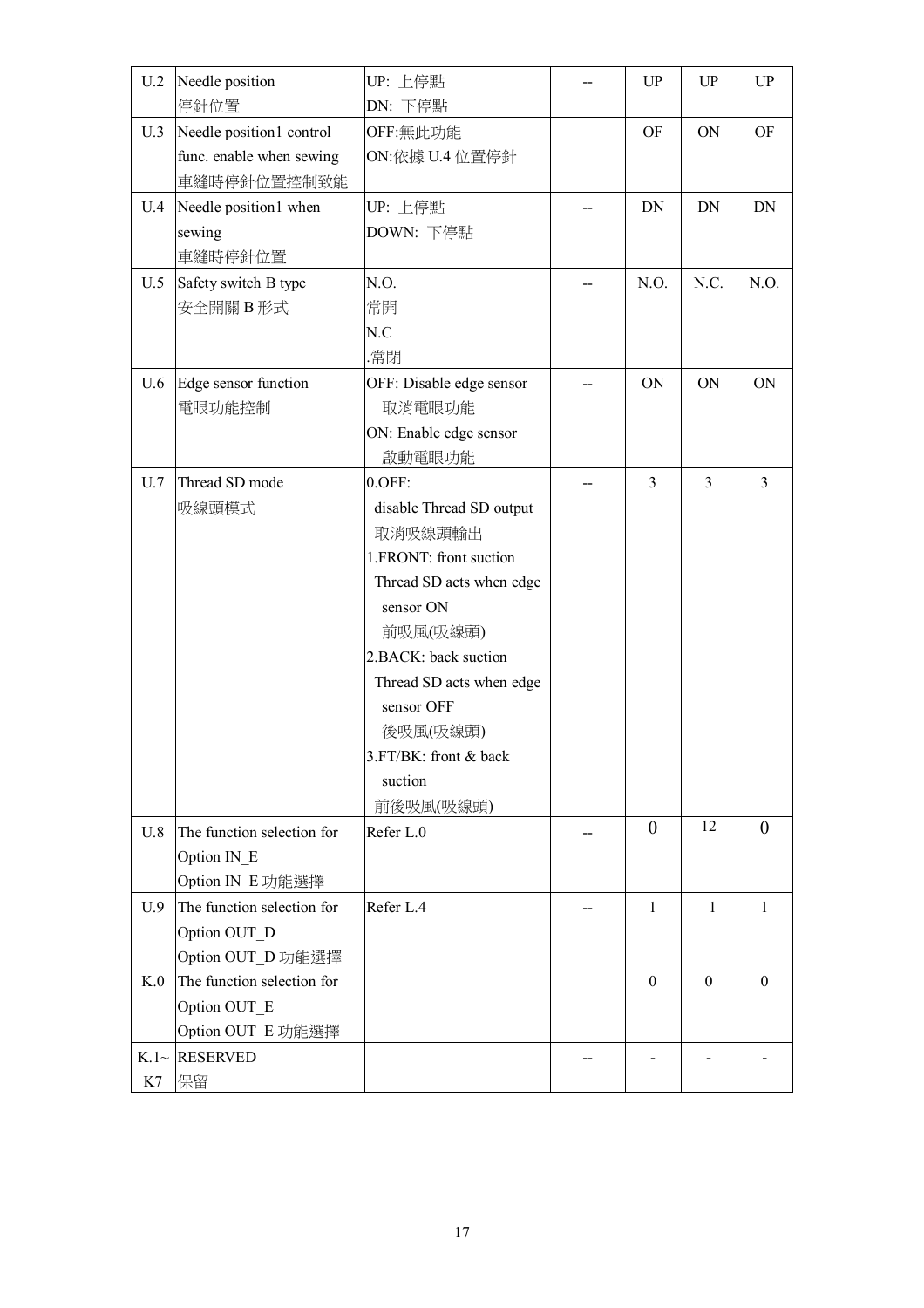| U.2 | Needle position<br>停針位置 | UP: 上停點<br>DN: 下停點 | -- | UP | UP | UP |
|---|---|---|---|---|---|---|
| U.3 | Needle position1 control func. enable when sewing<br>車縫時停針位置控制致能 | OFF:無此功能<br>ON:依據 U.4 位置停針 | | OF | ON | OF |
| U.4 | Needle position1 when sewing<br>車縫時停針位置 | UP: 上停點<br>DOWN: 下停點 | -- | DN | DN | DN |
| U.5 | Safety switch B type<br>安全開關 B 形式 | N.O.<br>常開<br>N.C<br>.常閉 | -- | N.O. | N.C. | N.O. |
| U.6 | Edge sensor function<br>電眼功能控制 | OFF: Disable edge sensor<br>取消電眼功能<br>ON: Enable edge sensor<br>啟動電眼功能 | -- | ON | ON | ON |
| U.7 | Thread SD mode<br>吸線頭模式 | 0.OFF:<br>disable Thread SD output<br>取消吸線頭輸出<br>1.FRONT: front suction<br>Thread SD acts when edge sensor ON<br>前吸風(吸線頭)<br>2.BACK: back suction<br>Thread SD acts when edge sensor OFF<br>後吸風(吸線頭)<br>3.FT/BK: front & back suction<br>前後吸風(吸線頭) | -- | 3 | 3 | 3 |
| U.8 | The function selection for Option IN_E<br>Option IN_E 功能選擇 | Refer L.0 | -- | 0 | 12 | 0 |
| U.9 | The function selection for Option OUT_D<br>Option OUT_D 功能選擇 | Refer L.4 | -- | 1 | 1 | 1 |
| K.0 | The function selection for Option OUT_E<br>Option OUT_E 功能選擇 | | | 0 | 0 | 0 |
| K.1~K7 | RESERVED<br>保留 | | -- | - | - | - |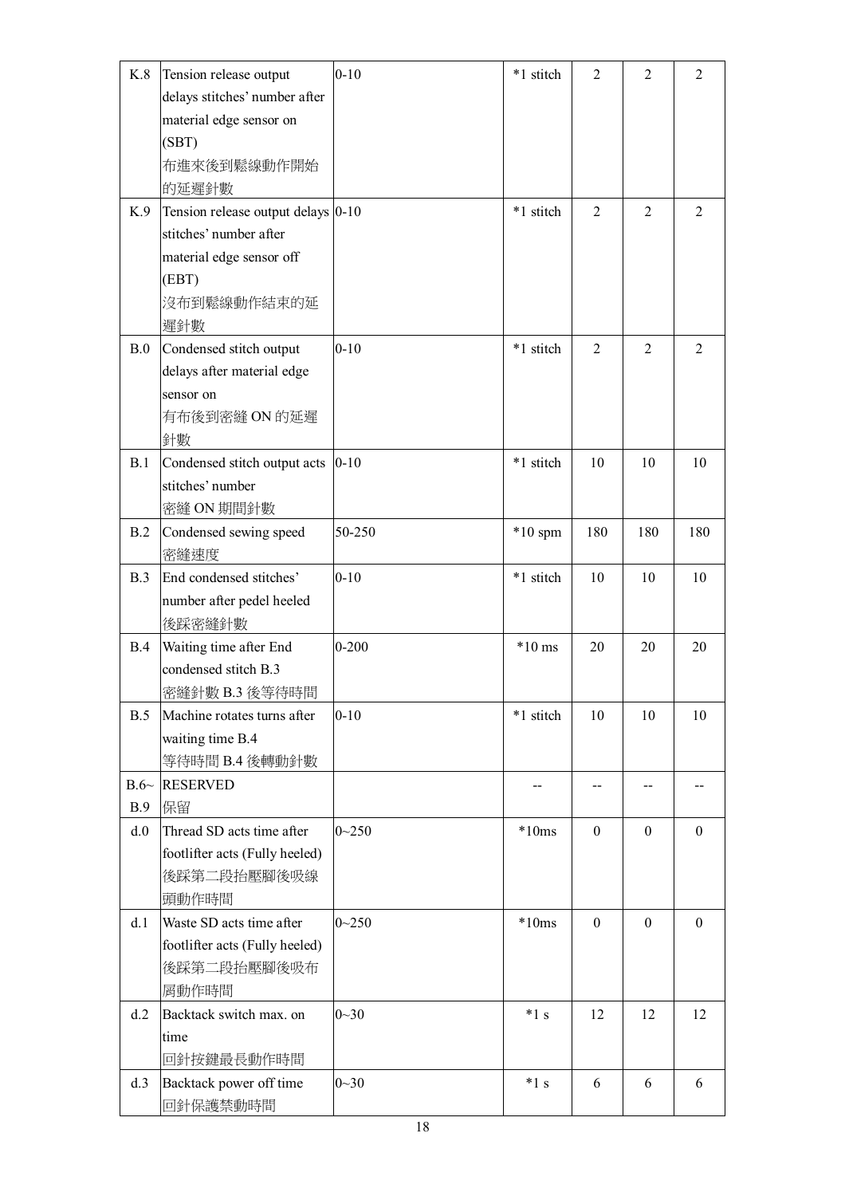| K.8 | Tension release output delays stitches' number after material edge sensor on (SBT)<br>布進來後到鬆線動作開始的延遲針數 | 0-10 | *1 stitch | 2 | 2 | 2 |
|---|---|---|---|---|---|---|
| K.9 | Tension release output delays stitches' number after material edge sensor off (EBT)<br>沒布到鬆線動作結束的延遲針數 | 0-10 | *1 stitch | 2 | 2 | 2 |
| B.0 | Condensed stitch output delays after material edge sensor on<br>有布後到密縫 ON 的延遲針數 | 0-10 | *1 stitch | 2 | 2 | 2 |
| B.1 | Condensed stitch output acts stitches' number<br>密縫 ON 期間針數 | 0-10 | *1 stitch | 10 | 10 | 10 |
| B.2 | Condensed sewing speed<br>密縫速度 | 50-250 | *10 spm | 180 | 180 | 180 |
| B.3 | End condensed stitches' number after pedel heeled<br>後踩密縫針數 | 0-10 | *1 stitch | 10 | 10 | 10 |
| B.4 | Waiting time after End condensed stitch B.3<br>密縫針數 B.3 後等待時間 | 0-200 | *10 ms | 20 | 20 | 20 |
| B.5 | Machine rotates turns after waiting time B.4<br>等待時間 B.4 後轉動針數 | 0-10 | *1 stitch | 10 | 10 | 10 |
| B.6~ B.9 | RESERVED<br>保留 | | -- | -- | -- | -- |
| d.0 | Thread SD acts time after footlifter acts (Fully heeled)<br>後踩第二段抬壓腳後吸線頭動作時間 | 0~250 | *10ms | 0 | 0 | 0 |
| d.1 | Waste SD acts time after footlifter acts (Fully heeled)<br>後踩第二段抬壓腳後吸布屑動作時間 | 0~250 | *10ms | 0 | 0 | 0 |
| d.2 | Backtack switch max. on time<br>回針按鍵最長動作時間 | 0~30 | *1 s | 12 | 12 | 12 |
| d.3 | Backtack power off time<br>回針保護禁動時間 | 0~30 | *1 s | 6 | 6 | 6 |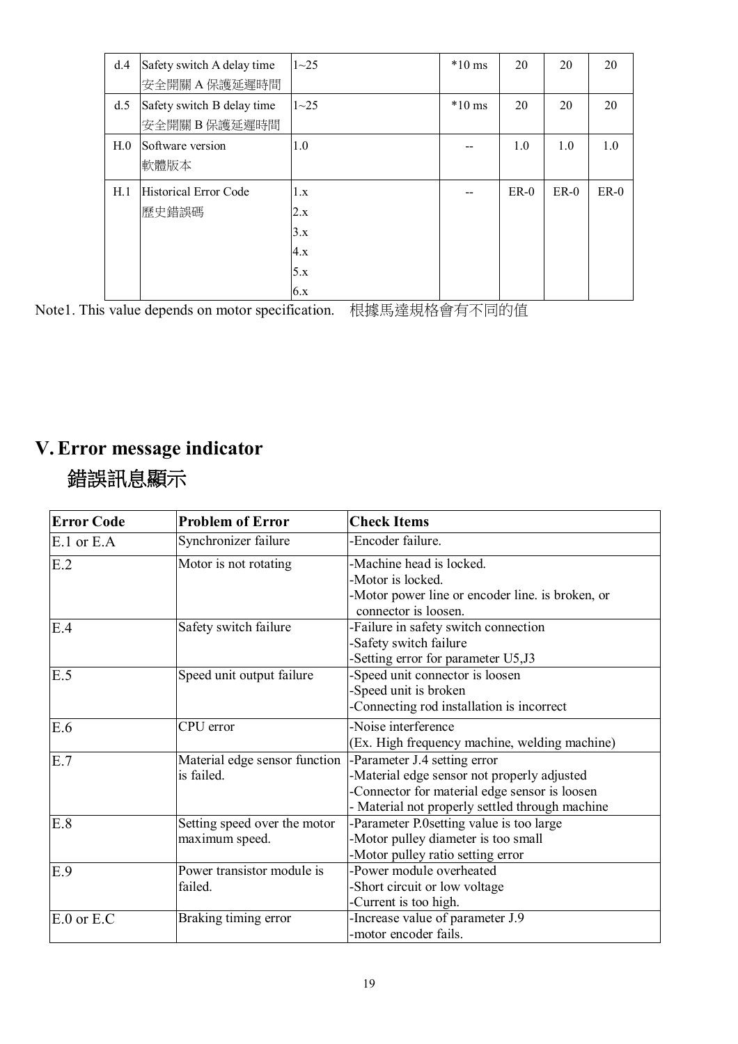| | | | | | | |
|---|---|---|---|---|---|---|
| d.4 | Safety switch A delay time 安全開關 A 保護延遲時間 | 1~25 | *10 ms | 20 | 20 | 20 |
| d.5 | Safety switch B delay time 安全開關 B 保護延遲時間 | 1~25 | *10 ms | 20 | 20 | 20 |
| H.0 | Software version 軟體版本 | 1.0 | -- | 1.0 | 1.0 | 1.0 |
| H.1 | Historical Error Code 歷史錯誤碼 | 1.x<br>2.x<br>3.x<br>4.x<br>5.x<br>6.x | -- | ER-0 | ER-0 | ER-0 |

Note1. This value depends on motor specification. 根據馬達規格會有不同的值

## V. Error message indicator
## 錯誤訊息顯示

| Error Code | Problem of Error | Check Items |
|---|---|---|
| E.1 or E.A | Synchronizer failure | -Encoder failure. |
| E.2 | Motor is not rotating | -Machine head is locked.<br>-Motor is locked.<br>-Motor power line or encoder line. is broken, or connector is loosen. |
| E.4 | Safety switch failure | -Failure in safety switch connection<br>-Safety switch failure<br>-Setting error for parameter U5,J3 |
| E.5 | Speed unit output failure | -Speed unit connector is loosen<br>-Speed unit is broken<br>-Connecting rod installation is incorrect |
| E.6 | CPU error | -Noise interference<br>(Ex. High frequency machine, welding machine) |
| E.7 | Material edge sensor function is failed. | -Parameter J.4 setting error<br>-Material edge sensor not properly adjusted<br>-Connector for material edge sensor is loosen<br>- Material not properly settled through machine |
| E.8 | Setting speed over the motor maximum speed. | -Parameter P.0setting value is too large<br>-Motor pulley diameter is too small<br>-Motor pulley ratio setting error |
| E.9 | Power transistor module is failed. | -Power module overheated<br>-Short circuit or low voltage<br>-Current is too high. |
| E.0 or E.C | Braking timing error | -Increase value of parameter J.9<br>-motor encoder fails. |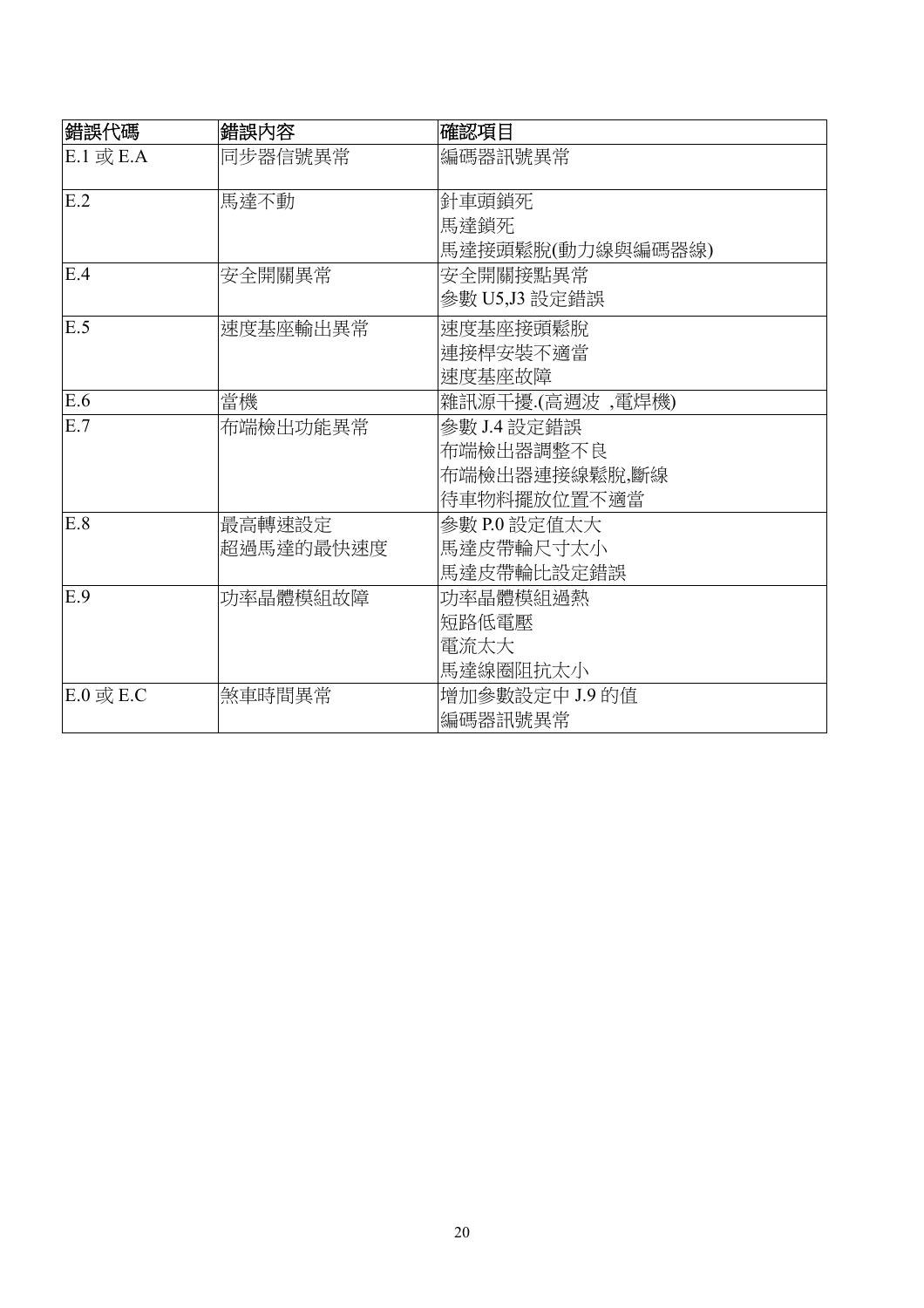| 錯誤代碼 | 錯誤內容 | 確認項目 |
| --- | --- | --- |
| E.1 或 E.A | 同步器信號異常 | 編碼器訊號異常 |
| E.2 | 馬達不動 | 針車頭鎖死<br>馬達鎖死<br>馬達接頭鬆脫(動力線與編碼器線) |
| E.4 | 安全開關異常 | 安全開關接點異常<br>參數 U5,J3 設定錯誤 |
| E.5 | 速度基座輸出異常 | 速度基座接頭鬆脫<br>連接桿安裝不適當<br>速度基座故障 |
| E.6 | 當機 | 雜訊源干擾.(高週波 ,電焊機) |
| E.7 | 布端檢出功能異常 | 參數 J.4 設定錯誤<br>布端檢出器調整不良<br>布端檢出器連接線鬆脫,斷線<br>待車物料擺放位置不適當 |
| E.8 | 最高轉速設定<br>超過馬達的最快速度 | 參數 P.0 設定值太大<br>馬達皮帶輪尺寸太小<br>馬達皮帶輪比設定錯誤 |
| E.9 | 功率晶體模組故障 | 功率晶體模組過熱<br>短路低電壓<br>電流太大<br>馬達線圈阻抗太小 |
| E.0 或 E.C | 煞車時間異常 | 增加參數設定中 J.9 的值<br>編碼器訊號異常 |